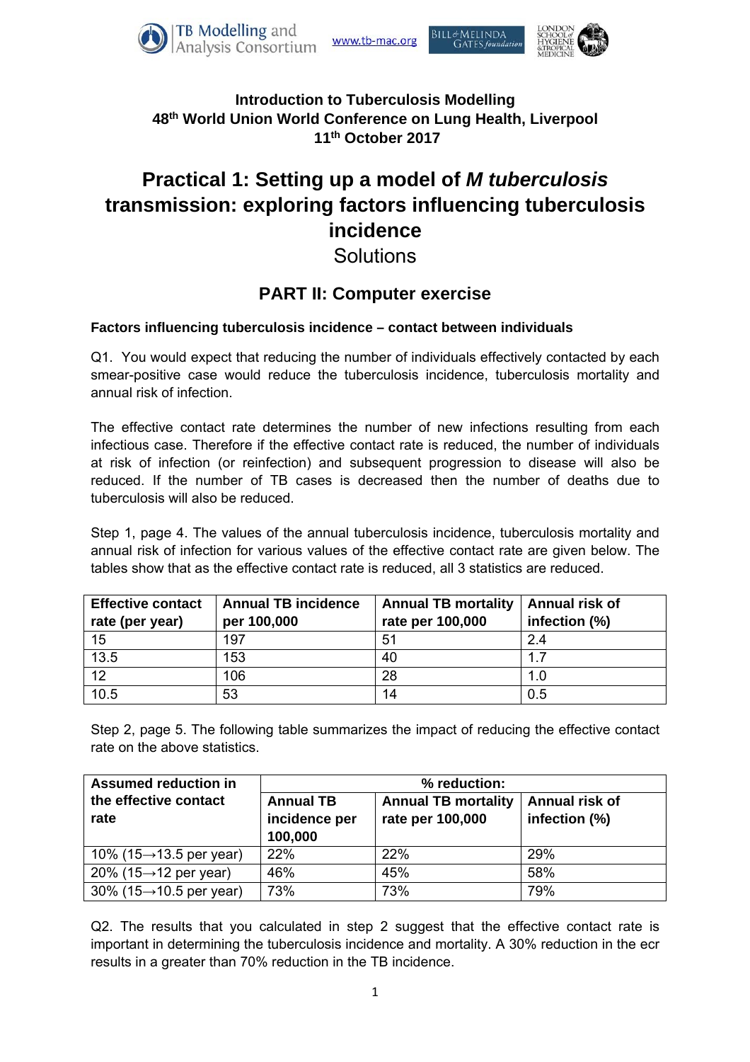**Introduction to Tuberculosis Modelling**
**48th World Union World Conference on Lung Health, Liverpool**
**11th October 2017**

# Practical 1: Setting up a model of *M tuberculosis* transmission: exploring factors influencing tuberculosis incidence

Solutions

## PART II: Computer exercise

### Factors influencing tuberculosis incidence – contact between individuals

Q1. You would expect that reducing the number of individuals effectively contacted by each smear-positive case would reduce the tuberculosis incidence, tuberculosis mortality and annual risk of infection.

The effective contact rate determines the number of new infections resulting from each infectious case. Therefore if the effective contact rate is reduced, the number of individuals at risk of infection (or reinfection) and subsequent progression to disease will also be reduced. If the number of TB cases is decreased then the number of deaths due to tuberculosis will also be reduced.

Step 1, page 4. The values of the annual tuberculosis incidence, tuberculosis mortality and annual risk of infection for various values of the effective contact rate are given below. The tables show that as the effective contact rate is reduced, all 3 statistics are reduced.

| Effective contact rate (per year) | Annual TB incidence per 100,000 | Annual TB mortality rate per 100,000 | Annual risk of infection (%) |
|---|---|---|---|
| 15 | 197 | 51 | 2.4 |
| 13.5 | 153 | 40 | 1.7 |
| 12 | 106 | 28 | 1.0 |
| 10.5 | 53 | 14 | 0.5 |

Step 2, page 5. The following table summarizes the impact of reducing the effective contact rate on the above statistics.

| Assumed reduction in the effective contact rate | % reduction: | | |
|---|---|---|---|
| | Annual TB incidence per 100,000 | Annual TB mortality rate per 100,000 | Annual risk of infection (%) |
| 10% (15→13.5 per year) | 22% | 22% | 29% |
| 20% (15→12 per year) | 46% | 45% | 58% |
| 30% (15→10.5 per year) | 73% | 73% | 79% |

Q2. The results that you calculated in step 2 suggest that the effective contact rate is important in determining the tuberculosis incidence and mortality. A 30% reduction in the ecr results in a greater than 70% reduction in the TB incidence.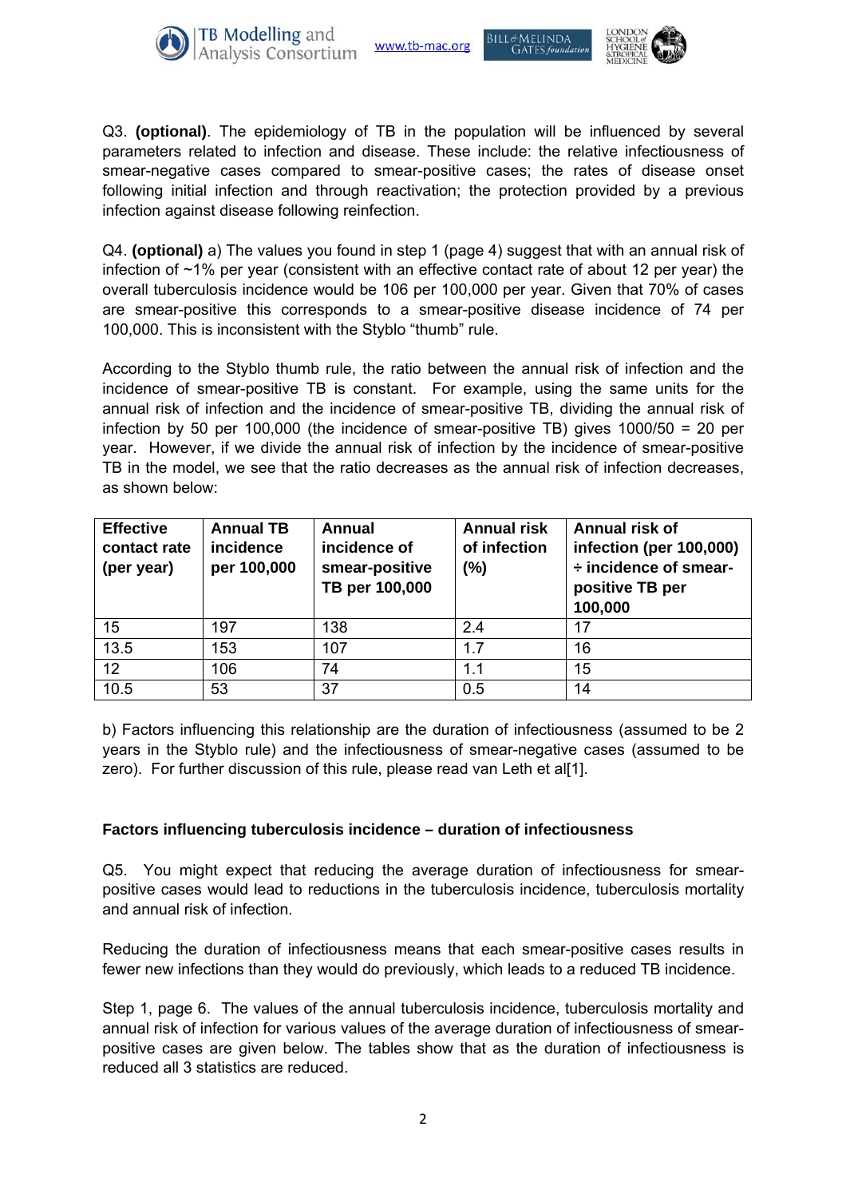Q3. **(optional)**. The epidemiology of TB in the population will be influenced by several parameters related to infection and disease. These include: the relative infectiousness of smear-negative cases compared to smear-positive cases; the rates of disease onset following initial infection and through reactivation; the protection provided by a previous infection against disease following reinfection.

Q4. **(optional)** a) The values you found in step 1 (page 4) suggest that with an annual risk of infection of ~1% per year (consistent with an effective contact rate of about 12 per year) the overall tuberculosis incidence would be 106 per 100,000 per year. Given that 70% of cases are smear-positive this corresponds to a smear-positive disease incidence of 74 per 100,000. This is inconsistent with the Styblo "thumb" rule.

According to the Styblo thumb rule, the ratio between the annual risk of infection and the incidence of smear-positive TB is constant. For example, using the same units for the annual risk of infection and the incidence of smear-positive TB, dividing the annual risk of infection by 50 per 100,000 (the incidence of smear-positive TB) gives 1000/50 = 20 per year. However, if we divide the annual risk of infection by the incidence of smear-positive TB in the model, we see that the ratio decreases as the annual risk of infection decreases, as shown below:

| Effective contact rate (per year) | Annual TB incidence per 100,000 | Annual incidence of smear-positive TB per 100,000 | Annual risk of infection (%) | Annual risk of infection (per 100,000) ÷ incidence of smear-positive TB per 100,000 |
|---|---|---|---|---|
| 15 | 197 | 138 | 2.4 | 17 |
| 13.5 | 153 | 107 | 1.7 | 16 |
| 12 | 106 | 74 | 1.1 | 15 |
| 10.5 | 53 | 37 | 0.5 | 14 |

b) Factors influencing this relationship are the duration of infectiousness (assumed to be 2 years in the Styblo rule) and the infectiousness of smear-negative cases (assumed to be zero). For further discussion of this rule, please read van Leth et al[1].

**Factors influencing tuberculosis incidence – duration of infectiousness**

Q5. You might expect that reducing the average duration of infectiousness for smear-positive cases would lead to reductions in the tuberculosis incidence, tuberculosis mortality and annual risk of infection.

Reducing the duration of infectiousness means that each smear-positive cases results in fewer new infections than they would do previously, which leads to a reduced TB incidence.

Step 1, page 6. The values of the annual tuberculosis incidence, tuberculosis mortality and annual risk of infection for various values of the average duration of infectiousness of smear-positive cases are given below. The tables show that as the duration of infectiousness is reduced all 3 statistics are reduced.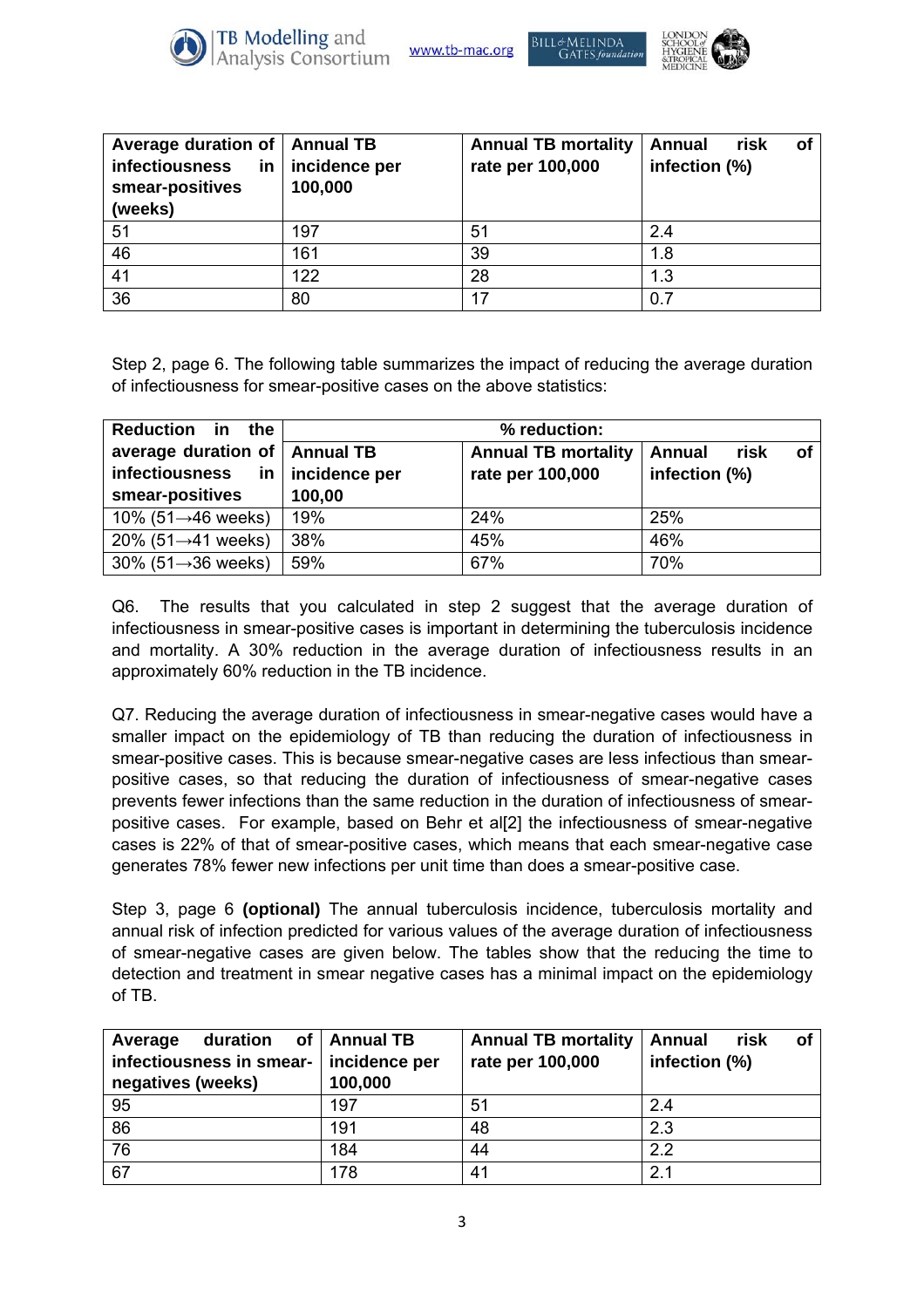| Average duration of infectiousness in smear-positives (weeks) | Annual TB incidence per 100,000 | Annual TB mortality rate per 100,000 | Annual risk of infection (%) |
|---|---|---|---|
| 51 | 197 | 51 | 2.4 |
| 46 | 161 | 39 | 1.8 |
| 41 | 122 | 28 | 1.3 |
| 36 | 80 | 17 | 0.7 |

Step 2, page 6. The following table summarizes the impact of reducing the average duration of infectiousness for smear-positive cases on the above statistics:

| Reduction in the average duration of infectiousness in smear-positives | % reduction: | | |
|---|---|---|---|
| | Annual TB incidence per 100,00 | Annual TB mortality rate per 100,000 | Annual risk of infection (%) |
| 10% (51→46 weeks) | 19% | 24% | 25% |
| 20% (51→41 weeks) | 38% | 45% | 46% |
| 30% (51→36 weeks) | 59% | 67% | 70% |

Q6. The results that you calculated in step 2 suggest that the average duration of infectiousness in smear-positive cases is important in determining the tuberculosis incidence and mortality. A 30% reduction in the average duration of infectiousness results in an approximately 60% reduction in the TB incidence.

Q7. Reducing the average duration of infectiousness in smear-negative cases would have a smaller impact on the epidemiology of TB than reducing the duration of infectiousness in smear-positive cases. This is because smear-negative cases are less infectious than smear-positive cases, so that reducing the duration of infectiousness of smear-negative cases prevents fewer infections than the same reduction in the duration of infectiousness of smear-positive cases. For example, based on Behr et al[2] the infectiousness of smear-negative cases is 22% of that of smear-positive cases, which means that each smear-negative case generates 78% fewer new infections per unit time than does a smear-positive case.

Step 3, page 6 **(optional)** The annual tuberculosis incidence, tuberculosis mortality and annual risk of infection predicted for various values of the average duration of infectiousness of smear-negative cases are given below. The tables show that the reducing the time to detection and treatment in smear negative cases has a minimal impact on the epidemiology of TB.

| Average duration of infectiousness in smear-negatives (weeks) | Annual TB incidence per 100,000 | Annual TB mortality rate per 100,000 | Annual risk of infection (%) |
|---|---|---|---|
| 95 | 197 | 51 | 2.4 |
| 86 | 191 | 48 | 2.3 |
| 76 | 184 | 44 | 2.2 |
| 67 | 178 | 41 | 2.1 |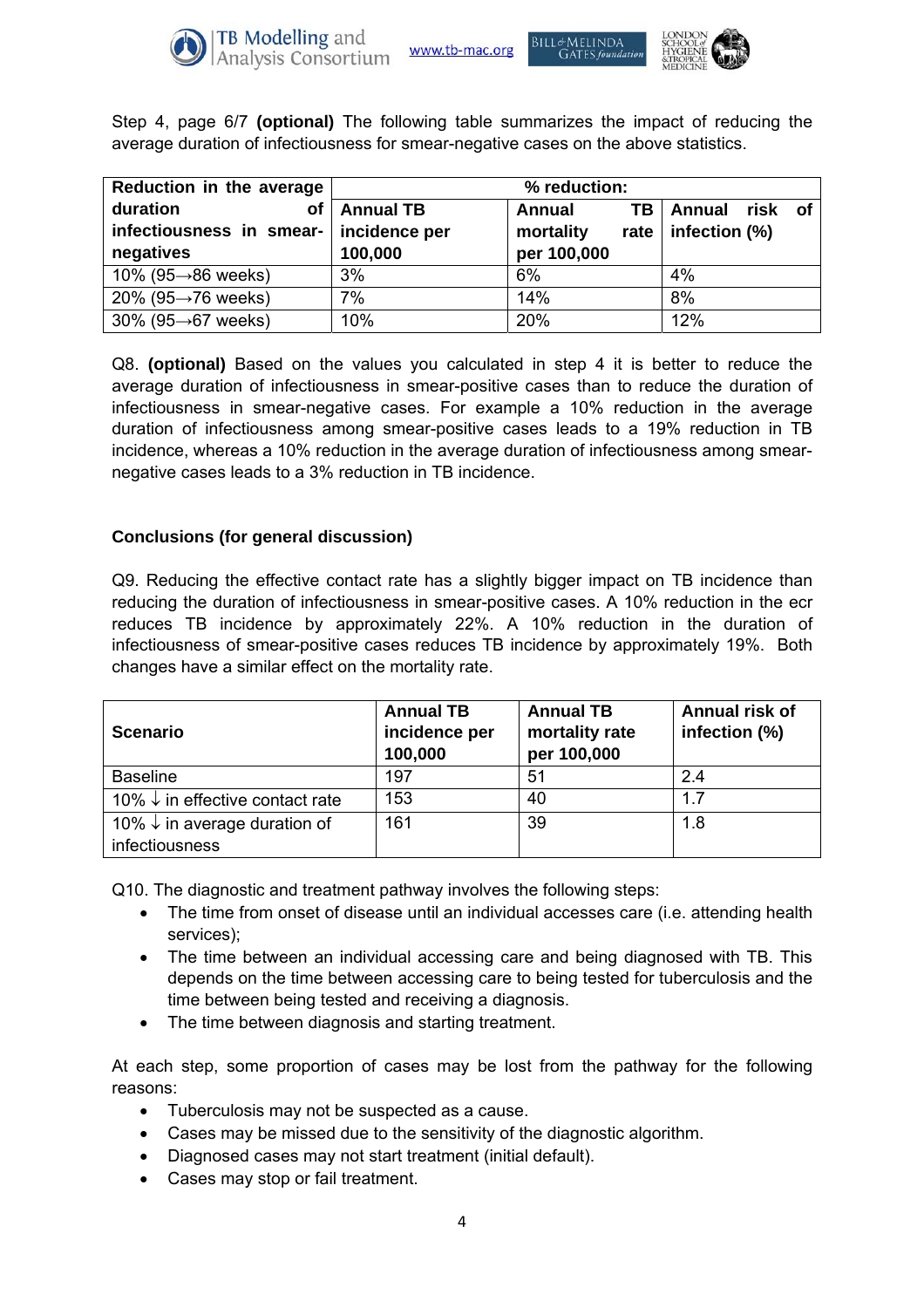Step 4, page 6/7 **(optional)** The following table summarizes the impact of reducing the average duration of infectiousness for smear-negative cases on the above statistics.

| Reduction in the average duration of infectiousness in smear-negatives | % reduction: | | |
|---|---|---|---|
| | **Annual TB incidence per 100,000** | **Annual TB mortality rate per 100,000** | **Annual risk of infection (%)** |
| 10% (95→86 weeks) | 3% | 6% | 4% |
| 20% (95→76 weeks) | 7% | 14% | 8% |
| 30% (95→67 weeks) | 10% | 20% | 12% |

Q8. **(optional)** Based on the values you calculated in step 4 it is better to reduce the average duration of infectiousness in smear-positive cases than to reduce the duration of infectiousness in smear-negative cases. For example a 10% reduction in the average duration of infectiousness among smear-positive cases leads to a 19% reduction in TB incidence, whereas a 10% reduction in the average duration of infectiousness among smear-negative cases leads to a 3% reduction in TB incidence.

**Conclusions (for general discussion)**

Q9. Reducing the effective contact rate has a slightly bigger impact on TB incidence than reducing the duration of infectiousness in smear-positive cases. A 10% reduction in the ecr reduces TB incidence by approximately 22%. A 10% reduction in the duration of infectiousness of smear-positive cases reduces TB incidence by approximately 19%. Both changes have a similar effect on the mortality rate.

| Scenario | Annual TB incidence per 100,000 | Annual TB mortality rate per 100,000 | Annual risk of infection (%) |
|---|---|---|---|
| Baseline | 197 | 51 | 2.4 |
| 10% ↓ in effective contact rate | 153 | 40 | 1.7 |
| 10% ↓ in average duration of infectiousness | 161 | 39 | 1.8 |

Q10. The diagnostic and treatment pathway involves the following steps:

- The time from onset of disease until an individual accesses care (i.e. attending health services);
- The time between an individual accessing care and being diagnosed with TB. This depends on the time between accessing care to being tested for tuberculosis and the time between being tested and receiving a diagnosis.
- The time between diagnosis and starting treatment.

At each step, some proportion of cases may be lost from the pathway for the following reasons:

- Tuberculosis may not be suspected as a cause.
- Cases may be missed due to the sensitivity of the diagnostic algorithm.
- Diagnosed cases may not start treatment (initial default).
- Cases may stop or fail treatment.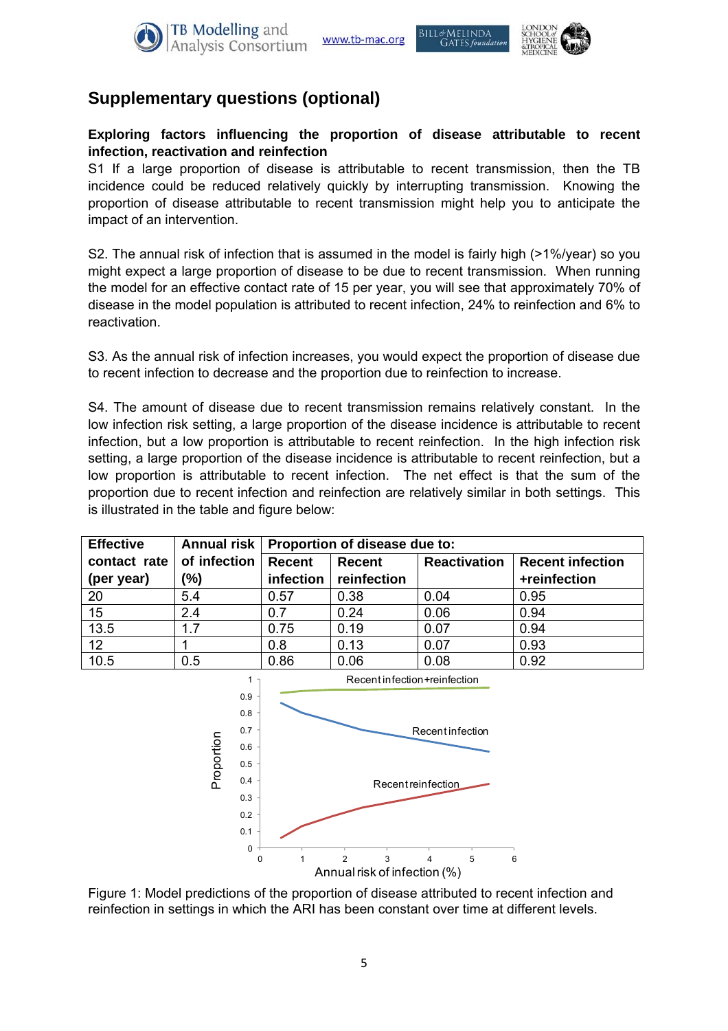## Supplementary questions (optional)

**Exploring factors influencing the proportion of disease attributable to recent infection, reactivation and reinfection**

S1 If a large proportion of disease is attributable to recent transmission, then the TB incidence could be reduced relatively quickly by interrupting transmission. Knowing the proportion of disease attributable to recent transmission might help you to anticipate the impact of an intervention.

S2. The annual risk of infection that is assumed in the model is fairly high (>1%/year) so you might expect a large proportion of disease to be due to recent transmission. When running the model for an effective contact rate of 15 per year, you will see that approximately 70% of disease in the model population is attributed to recent infection, 24% to reinfection and 6% to reactivation.

S3. As the annual risk of infection increases, you would expect the proportion of disease due to recent infection to decrease and the proportion due to reinfection to increase.

S4. The amount of disease due to recent transmission remains relatively constant. In the low infection risk setting, a large proportion of the disease incidence is attributable to recent infection, but a low proportion is attributable to recent reinfection. In the high infection risk setting, a large proportion of the disease incidence is attributable to recent reinfection, but a low proportion is attributable to recent infection. The net effect is that the sum of the proportion due to recent infection and reinfection are relatively similar in both settings. This is illustrated in the table and figure below:

| Effective contact rate (per year) | Annual risk of infection (%) | Proportion of disease due to: | | | |
|---|---|---|---|---|---|
| | | Recent infection | Recent reinfection | Reactivation | Recent infection +reinfection |
| 20 | 5.4 | 0.57 | 0.38 | 0.04 | 0.95 |
| 15 | 2.4 | 0.7 | 0.24 | 0.06 | 0.94 |
| 13.5 | 1.7 | 0.75 | 0.19 | 0.07 | 0.94 |
| 12 | 1 | 0.8 | 0.13 | 0.07 | 0.93 |
| 10.5 | 0.5 | 0.86 | 0.06 | 0.08 | 0.92 |

Figure 1: Model predictions of the proportion of disease attributed to recent infection and reinfection in settings in which the ARI has been constant over time at different levels.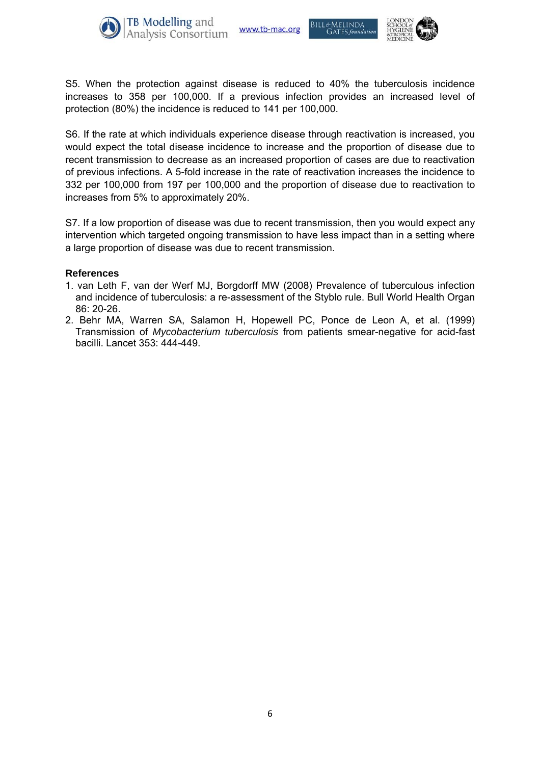S5. When the protection against disease is reduced to 40% the tuberculosis incidence increases to 358 per 100,000. If a previous infection provides an increased level of protection (80%) the incidence is reduced to 141 per 100,000.

S6. If the rate at which individuals experience disease through reactivation is increased, you would expect the total disease incidence to increase and the proportion of disease due to recent transmission to decrease as an increased proportion of cases are due to reactivation of previous infections. A 5-fold increase in the rate of reactivation increases the incidence to 332 per 100,000 from 197 per 100,000 and the proportion of disease due to reactivation to increases from 5% to approximately 20%.

S7. If a low proportion of disease was due to recent transmission, then you would expect any intervention which targeted ongoing transmission to have less impact than in a setting where a large proportion of disease was due to recent transmission.

**References**

1. van Leth F, van der Werf MJ, Borgdorff MW (2008) Prevalence of tuberculous infection and incidence of tuberculosis: a re-assessment of the Styblo rule. Bull World Health Organ 86: 20-26.
2. Behr MA, Warren SA, Salamon H, Hopewell PC, Ponce de Leon A, et al. (1999) Transmission of *Mycobacterium tuberculosis* from patients smear-negative for acid-fast bacilli. Lancet 353: 444-449.